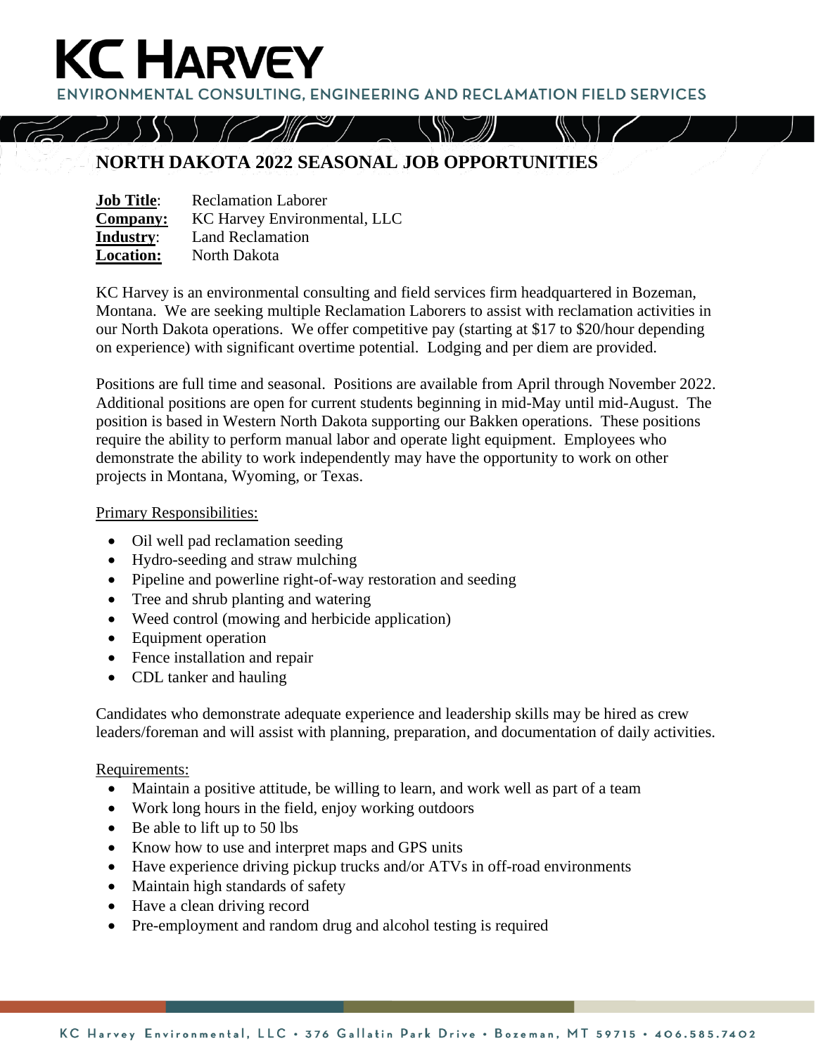# KC HARVEY

ENVIRONMENTAL CONSULTING, ENGINEERING AND RECLAMATION FIELD SERVICES

## NORTH DAKOTA 2022 SEASONAL JOB OPPORTUNITIES

**Job Title**: Reclamation Laborer
**Company:** KC Harvey Environmental, LLC
**Industry**: Land Reclamation
**Location:** North Dakota

KC Harvey is an environmental consulting and field services firm headquartered in Bozeman, Montana. We are seeking multiple Reclamation Laborers to assist with reclamation activities in our North Dakota operations. We offer competitive pay (starting at $17 to $20/hour depending on experience) with significant overtime potential. Lodging and per diem are provided.

Positions are full time and seasonal. Positions are available from April through November 2022. Additional positions are open for current students beginning in mid-May until mid-August. The position is based in Western North Dakota supporting our Bakken operations. These positions require the ability to perform manual labor and operate light equipment. Employees who demonstrate the ability to work independently may have the opportunity to work on other projects in Montana, Wyoming, or Texas.

Primary Responsibilities:

- Oil well pad reclamation seeding
- Hydro-seeding and straw mulching
- Pipeline and powerline right-of-way restoration and seeding
- Tree and shrub planting and watering
- Weed control (mowing and herbicide application)
- Equipment operation
- Fence installation and repair
- CDL tanker and hauling

Candidates who demonstrate adequate experience and leadership skills may be hired as crew leaders/foreman and will assist with planning, preparation, and documentation of daily activities.

Requirements:

- Maintain a positive attitude, be willing to learn, and work well as part of a team
- Work long hours in the field, enjoy working outdoors
- Be able to lift up to 50 lbs
- Know how to use and interpret maps and GPS units
- Have experience driving pickup trucks and/or ATVs in off-road environments
- Maintain high standards of safety
- Have a clean driving record
- Pre-employment and random drug and alcohol testing is required

KC Harvey Environmental, LLC • 376 Gallatin Park Drive • Bozeman, MT 59715 • 406.585.7402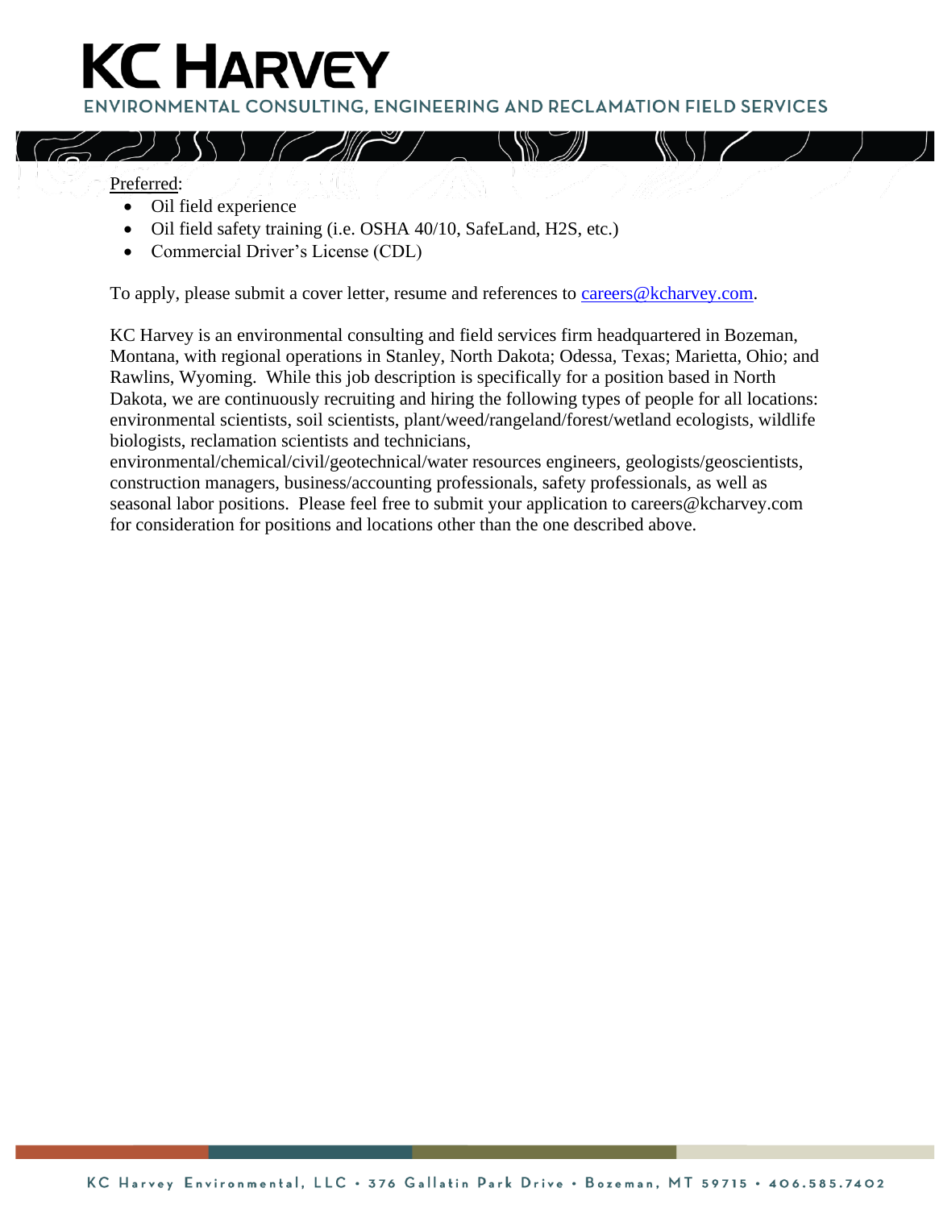Preferred:

- Oil field experience
- Oil field safety training (i.e. OSHA 40/10, SafeLand, H2S, etc.)
- Commercial Driver's License (CDL)

To apply, please submit a cover letter, resume and references to careers@kcharvey.com.

KC Harvey is an environmental consulting and field services firm headquartered in Bozeman, Montana, with regional operations in Stanley, North Dakota; Odessa, Texas; Marietta, Ohio; and Rawlins, Wyoming. While this job description is specifically for a position based in North Dakota, we are continuously recruiting and hiring the following types of people for all locations: environmental scientists, soil scientists, plant/weed/rangeland/forest/wetland ecologists, wildlife biologists, reclamation scientists and technicians, environmental/chemical/civil/geotechnical/water resources engineers, geologists/geoscientists, construction managers, business/accounting professionals, safety professionals, as well as seasonal labor positions. Please feel free to submit your application to careers@kcharvey.com for consideration for positions and locations other than the one described above.